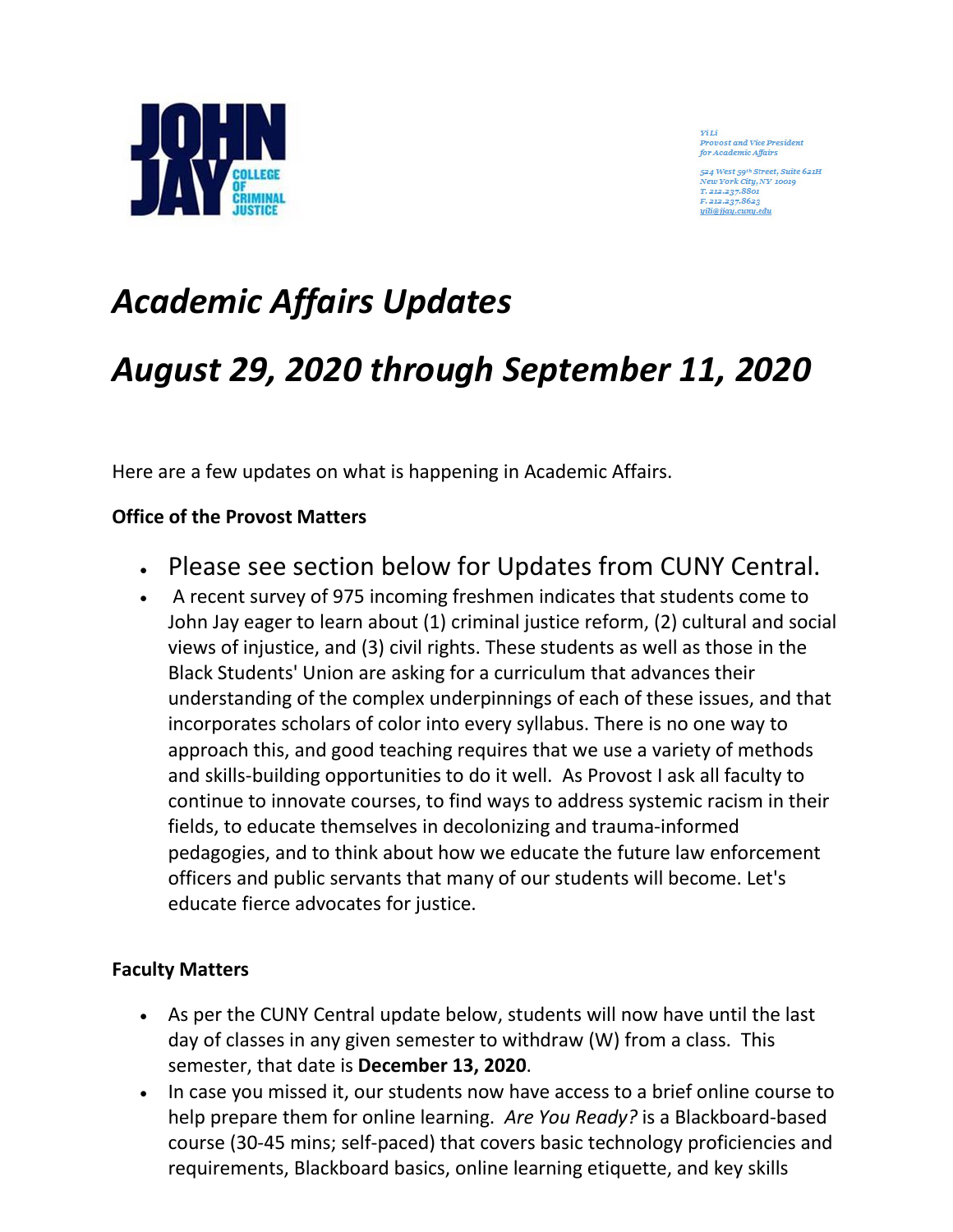Yi Li
Provost and Vice President
for Academic Affairs

524 West 59th Street, Suite 621H
New York City, NY 10019
T. 212.237.8801
F. 212.237.8623
yili@jjay.cuny.edu

# *Academic Affairs Updates*

# *August 29, 2020 through September 11, 2020*

Here are a few updates on what is happening in Academic Affairs.

**Office of the Provost Matters**

- Please see section below for Updates from CUNY Central.
- A recent survey of 975 incoming freshmen indicates that students come to John Jay eager to learn about (1) criminal justice reform, (2) cultural and social views of injustice, and (3) civil rights. These students as well as those in the Black Students' Union are asking for a curriculum that advances their understanding of the complex underpinnings of each of these issues, and that incorporates scholars of color into every syllabus. There is no one way to approach this, and good teaching requires that we use a variety of methods and skills-building opportunities to do it well. As Provost I ask all faculty to continue to innovate courses, to find ways to address systemic racism in their fields, to educate themselves in decolonizing and trauma-informed pedagogies, and to think about how we educate the future law enforcement officers and public servants that many of our students will become. Let's educate fierce advocates for justice.

**Faculty Matters**

- As per the CUNY Central update below, students will now have until the last day of classes in any given semester to withdraw (W) from a class. This semester, that date is **December 13, 2020**.
- In case you missed it, our students now have access to a brief online course to help prepare them for online learning. *Are You Ready?* is a Blackboard-based course (30-45 mins; self-paced) that covers basic technology proficiencies and requirements, Blackboard basics, online learning etiquette, and key skills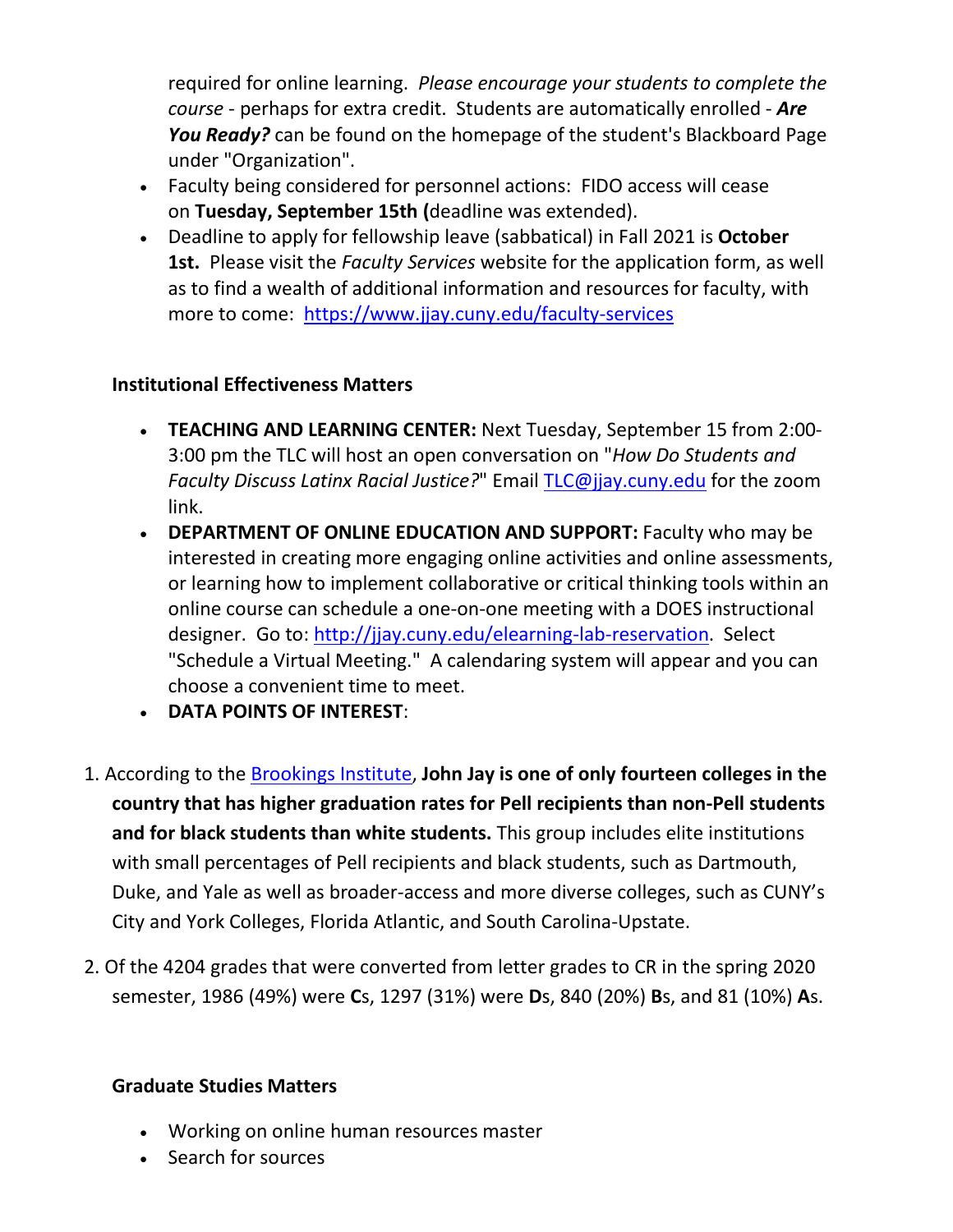required for online learning. *Please encourage your students to complete the course* - perhaps for extra credit. Students are automatically enrolled - ***Are You Ready?*** can be found on the homepage of the student's Blackboard Page under "Organization".

- Faculty being considered for personnel actions: FIDO access will cease on **Tuesday, September 15th (**deadline was extended).
- Deadline to apply for fellowship leave (sabbatical) in Fall 2021 is **October 1st.** Please visit the *Faculty Services* website for the application form, as well as to find a wealth of additional information and resources for faculty, with more to come: [https://www.jjay.cuny.edu/faculty-services](https://www.jjay.cuny.edu/faculty-services)

**Institutional Effectiveness Matters**

- **TEACHING AND LEARNING CENTER:** Next Tuesday, September 15 from 2:00-3:00 pm the TLC will host an open conversation on "*How Do Students and Faculty Discuss Latinx Racial Justice?*" Email [TLC@jjay.cuny.edu](mailto:TLC@jjay.cuny.edu) for the zoom link.
- **DEPARTMENT OF ONLINE EDUCATION AND SUPPORT:** Faculty who may be interested in creating more engaging online activities and online assessments, or learning how to implement collaborative or critical thinking tools within an online course can schedule a one-on-one meeting with a DOES instructional designer. Go to: [http://jjay.cuny.edu/elearning-lab-reservation](http://jjay.cuny.edu/elearning-lab-reservation). Select "Schedule a Virtual Meeting." A calendaring system will appear and you can choose a convenient time to meet.
- **DATA POINTS OF INTEREST**:

1. According to the Brookings Institute, **John Jay is one of only fourteen colleges in the country that has higher graduation rates for Pell recipients than non-Pell students and for black students than white students.** This group includes elite institutions with small percentages of Pell recipients and black students, such as Dartmouth, Duke, and Yale as well as broader-access and more diverse colleges, such as CUNY's City and York Colleges, Florida Atlantic, and South Carolina-Upstate.

2. Of the 4204 grades that were converted from letter grades to CR in the spring 2020 semester, 1986 (49%) were **C**s, 1297 (31%) were **D**s, 840 (20%) **B**s, and 81 (10%) **A**s.

**Graduate Studies Matters**

- Working on online human resources master
- Search for sources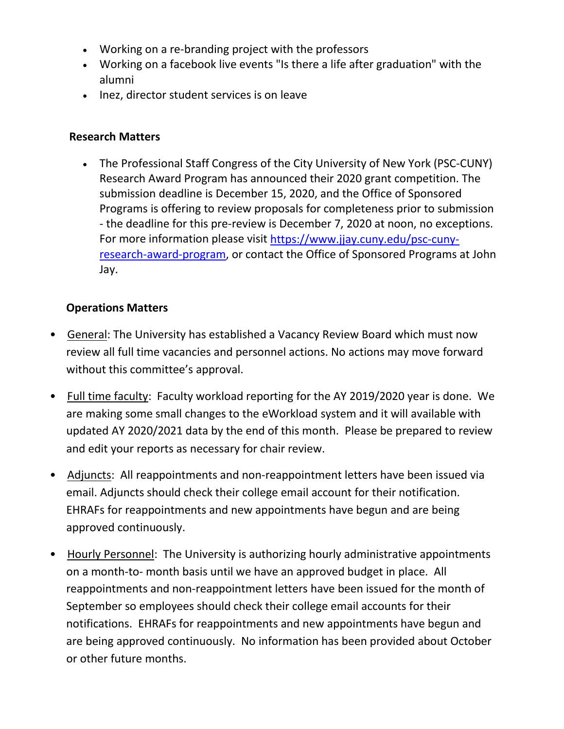- Working on a re-branding project with the professors
- Working on a facebook live events "Is there a life after graduation" with the alumni
- Inez, director student services is on leave

**Research Matters**

- The Professional Staff Congress of the City University of New York (PSC-CUNY) Research Award Program has announced their 2020 grant competition. The submission deadline is December 15, 2020, and the Office of Sponsored Programs is offering to review proposals for completeness prior to submission - the deadline for this pre-review is December 7, 2020 at noon, no exceptions. For more information please visit [https://www.jjay.cuny.edu/psc-cuny-research-award-program](https://www.jjay.cuny.edu/psc-cuny-research-award-program), or contact the Office of Sponsored Programs at John Jay.

**Operations Matters**

- General: The University has established a Vacancy Review Board which must now review all full time vacancies and personnel actions. No actions may move forward without this committee's approval.
- Full time faculty: Faculty workload reporting for the AY 2019/2020 year is done. We are making some small changes to the eWorkload system and it will available with updated AY 2020/2021 data by the end of this month. Please be prepared to review and edit your reports as necessary for chair review.
- Adjuncts: All reappointments and non-reappointment letters have been issued via email. Adjuncts should check their college email account for their notification. EHRAFs for reappointments and new appointments have begun and are being approved continuously.
- Hourly Personnel: The University is authorizing hourly administrative appointments on a month-to- month basis until we have an approved budget in place. All reappointments and non-reappointment letters have been issued for the month of September so employees should check their college email accounts for their notifications. EHRAFs for reappointments and new appointments have begun and are being approved continuously. No information has been provided about October or other future months.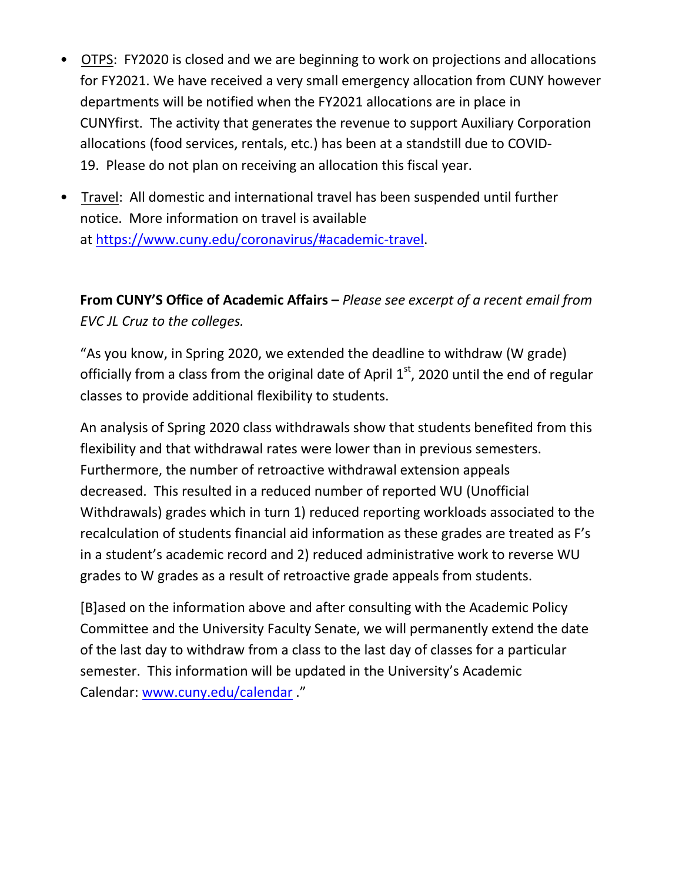- OTPS: FY2020 is closed and we are beginning to work on projections and allocations for FY2021. We have received a very small emergency allocation from CUNY however departments will be notified when the FY2021 allocations are in place in CUNYfirst. The activity that generates the revenue to support Auxiliary Corporation allocations (food services, rentals, etc.) has been at a standstill due to COVID-19. Please do not plan on receiving an allocation this fiscal year.
- Travel: All domestic and international travel has been suspended until further notice. More information on travel is available at [https://www.cuny.edu/coronavirus/#academic-travel](https://www.cuny.edu/coronavirus/#academic-travel).

**From CUNY'S Office of Academic Affairs –** *Please see excerpt of a recent email from EVC JL Cruz to the colleges.*

"As you know, in Spring 2020, we extended the deadline to withdraw (W grade) officially from a class from the original date of April 1st, 2020 until the end of regular classes to provide additional flexibility to students.

An analysis of Spring 2020 class withdrawals show that students benefited from this flexibility and that withdrawal rates were lower than in previous semesters. Furthermore, the number of retroactive withdrawal extension appeals decreased. This resulted in a reduced number of reported WU (Unofficial Withdrawals) grades which in turn 1) reduced reporting workloads associated to the recalculation of students financial aid information as these grades are treated as F's in a student's academic record and 2) reduced administrative work to reverse WU grades to W grades as a result of retroactive grade appeals from students.

[B]ased on the information above and after consulting with the Academic Policy Committee and the University Faculty Senate, we will permanently extend the date of the last day to withdraw from a class to the last day of classes for a particular semester. This information will be updated in the University's Academic Calendar: [www.cuny.edu/calendar](www.cuny.edu/calendar) ."